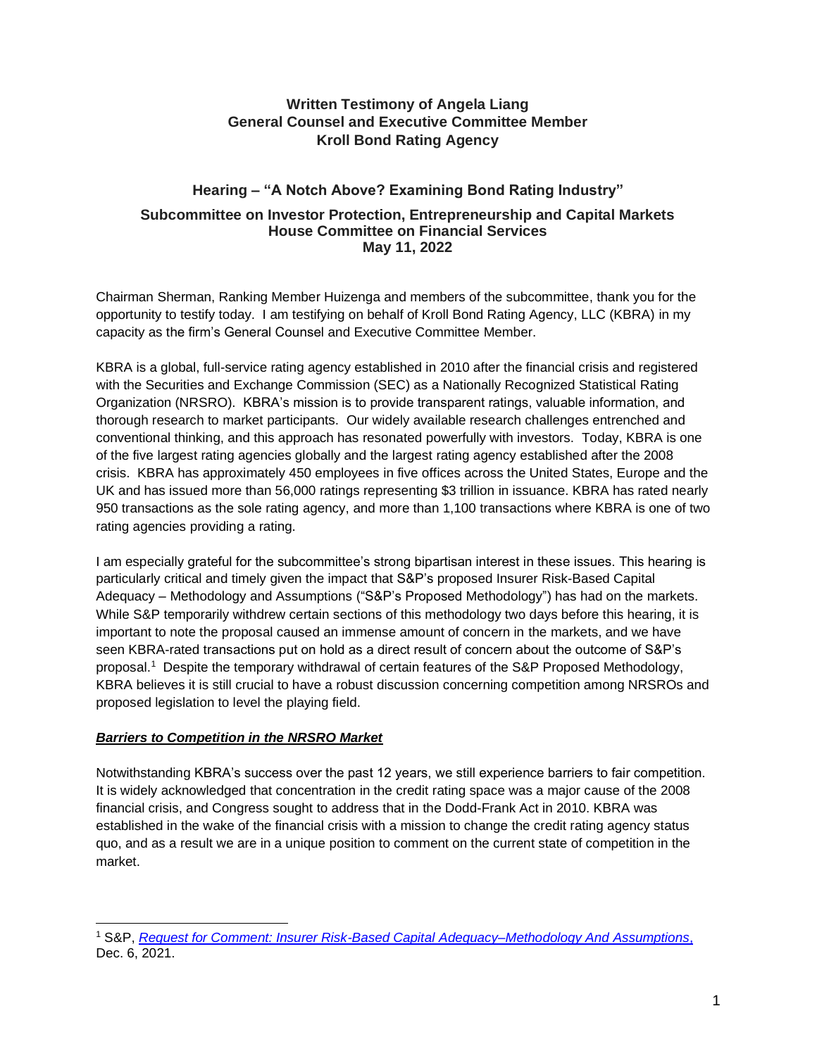**Written Testimony of Angela Liang**
**General Counsel and Executive Committee Member**
**Kroll Bond Rating Agency**

**Hearing – "A Notch Above? Examining Bond Rating Industry"**

**Subcommittee on Investor Protection, Entrepreneurship and Capital Markets**
**House Committee on Financial Services**
**May 11, 2022**

Chairman Sherman, Ranking Member Huizenga and members of the subcommittee, thank you for the opportunity to testify today. I am testifying on behalf of Kroll Bond Rating Agency, LLC (KBRA) in my capacity as the firm's General Counsel and Executive Committee Member.

KBRA is a global, full-service rating agency established in 2010 after the financial crisis and registered with the Securities and Exchange Commission (SEC) as a Nationally Recognized Statistical Rating Organization (NRSRO). KBRA's mission is to provide transparent ratings, valuable information, and thorough research to market participants. Our widely available research challenges entrenched and conventional thinking, and this approach has resonated powerfully with investors. Today, KBRA is one of the five largest rating agencies globally and the largest rating agency established after the 2008 crisis. KBRA has approximately 450 employees in five offices across the United States, Europe and the UK and has issued more than 56,000 ratings representing $3 trillion in issuance. KBRA has rated nearly 950 transactions as the sole rating agency, and more than 1,100 transactions where KBRA is one of two rating agencies providing a rating.

I am especially grateful for the subcommittee's strong bipartisan interest in these issues. This hearing is particularly critical and timely given the impact that S&P's proposed Insurer Risk-Based Capital Adequacy – Methodology and Assumptions ("S&P's Proposed Methodology") has had on the markets. While S&P temporarily withdrew certain sections of this methodology two days before this hearing, it is important to note the proposal caused an immense amount of concern in the markets, and we have seen KBRA-rated transactions put on hold as a direct result of concern about the outcome of S&P's proposal.[1] Despite the temporary withdrawal of certain features of the S&P Proposed Methodology, KBRA believes it is still crucial to have a robust discussion concerning competition among NRSROs and proposed legislation to level the playing field.

***Barriers to Competition in the NRSRO Market***

Notwithstanding KBRA's success over the past 12 years, we still experience barriers to fair competition. It is widely acknowledged that concentration in the credit rating space was a major cause of the 2008 financial crisis, and Congress sought to address that in the Dodd-Frank Act in 2010. KBRA was established in the wake of the financial crisis with a mission to change the credit rating agency status quo, and as a result we are in a unique position to comment on the current state of competition in the market.

---

[1] S&P, *Request for Comment: Insurer Risk-Based Capital Adequacy–Methodology And Assumptions*, Dec. 6, 2021.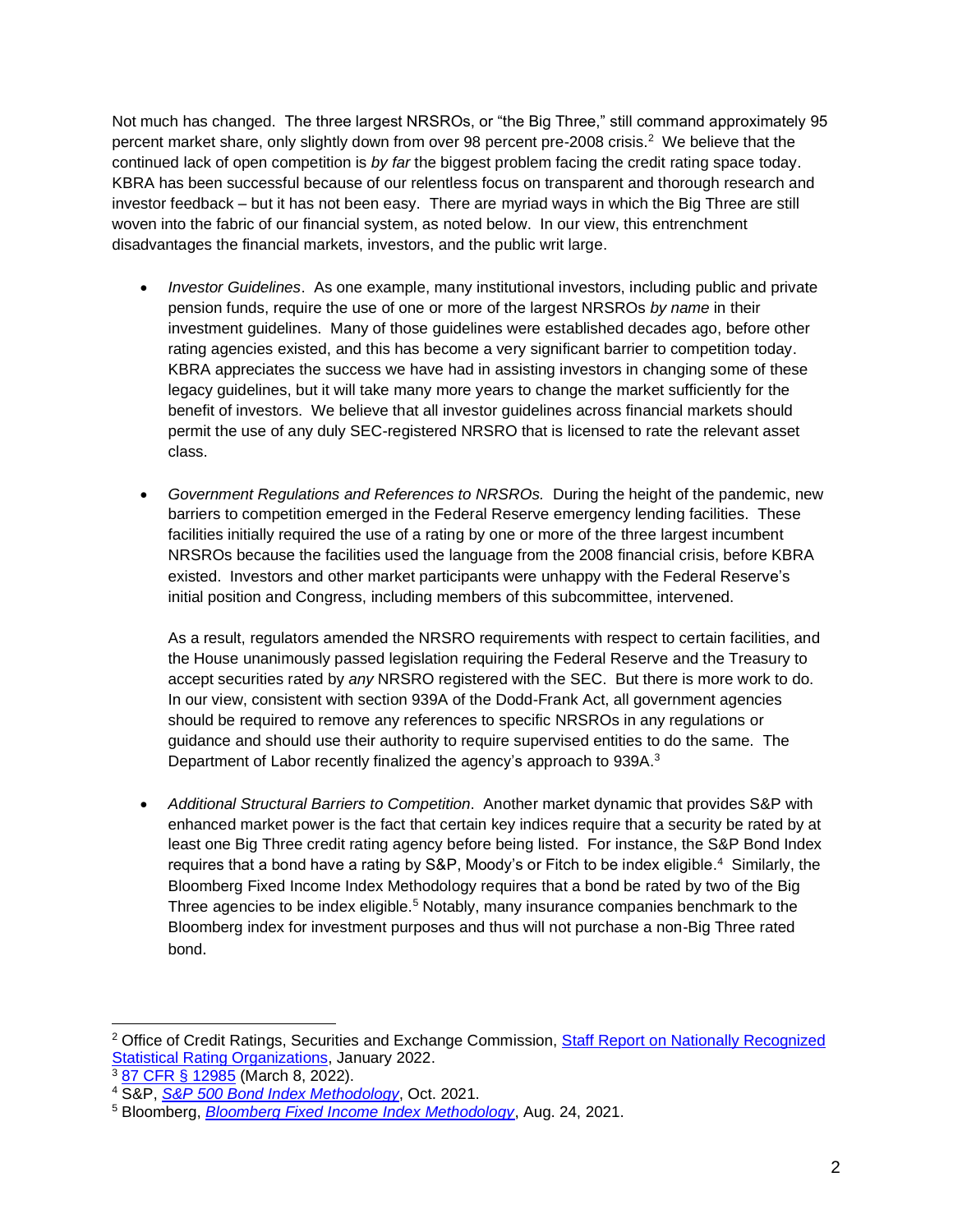Not much has changed. The three largest NRSROs, or "the Big Three," still command approximately 95 percent market share, only slightly down from over 98 percent pre-2008 crisis.[2] We believe that the continued lack of open competition is *by far* the biggest problem facing the credit rating space today. KBRA has been successful because of our relentless focus on transparent and thorough research and investor feedback – but it has not been easy. There are myriad ways in which the Big Three are still woven into the fabric of our financial system, as noted below. In our view, this entrenchment disadvantages the financial markets, investors, and the public writ large.

- *Investor Guidelines*. As one example, many institutional investors, including public and private pension funds, require the use of one or more of the largest NRSROs *by name* in their investment guidelines. Many of those guidelines were established decades ago, before other rating agencies existed, and this has become a very significant barrier to competition today. KBRA appreciates the success we have had in assisting investors in changing some of these legacy guidelines, but it will take many more years to change the market sufficiently for the benefit of investors. We believe that all investor guidelines across financial markets should permit the use of any duly SEC-registered NRSRO that is licensed to rate the relevant asset class.

- *Government Regulations and References to NRSROs.* During the height of the pandemic, new barriers to competition emerged in the Federal Reserve emergency lending facilities. These facilities initially required the use of a rating by one or more of the three largest incumbent NRSROs because the facilities used the language from the 2008 financial crisis, before KBRA existed. Investors and other market participants were unhappy with the Federal Reserve's initial position and Congress, including members of this subcommittee, intervened.

  As a result, regulators amended the NRSRO requirements with respect to certain facilities, and the House unanimously passed legislation requiring the Federal Reserve and the Treasury to accept securities rated by *any* NRSRO registered with the SEC. But there is more work to do. In our view, consistent with section 939A of the Dodd-Frank Act, all government agencies should be required to remove any references to specific NRSROs in any regulations or guidance and should use their authority to require supervised entities to do the same. The Department of Labor recently finalized the agency's approach to 939A.[3]

- *Additional Structural Barriers to Competition*. Another market dynamic that provides S&P with enhanced market power is the fact that certain key indices require that a security be rated by at least one Big Three credit rating agency before being listed. For instance, the S&P Bond Index requires that a bond have a rating by S&P, Moody's or Fitch to be index eligible.[4] Similarly, the Bloomberg Fixed Income Index Methodology requires that a bond be rated by two of the Big Three agencies to be index eligible.[5] Notably, many insurance companies benchmark to the Bloomberg index for investment purposes and thus will not purchase a non-Big Three rated bond.

---

[2] Office of Credit Ratings, Securities and Exchange Commission, Staff Report on Nationally Recognized Statistical Rating Organizations, January 2022.

[3] 87 CFR § 12985 (March 8, 2022).

[4] S&P, *S&P 500 Bond Index Methodology*, Oct. 2021.

[5] Bloomberg, *Bloomberg Fixed Income Index Methodology*, Aug. 24, 2021.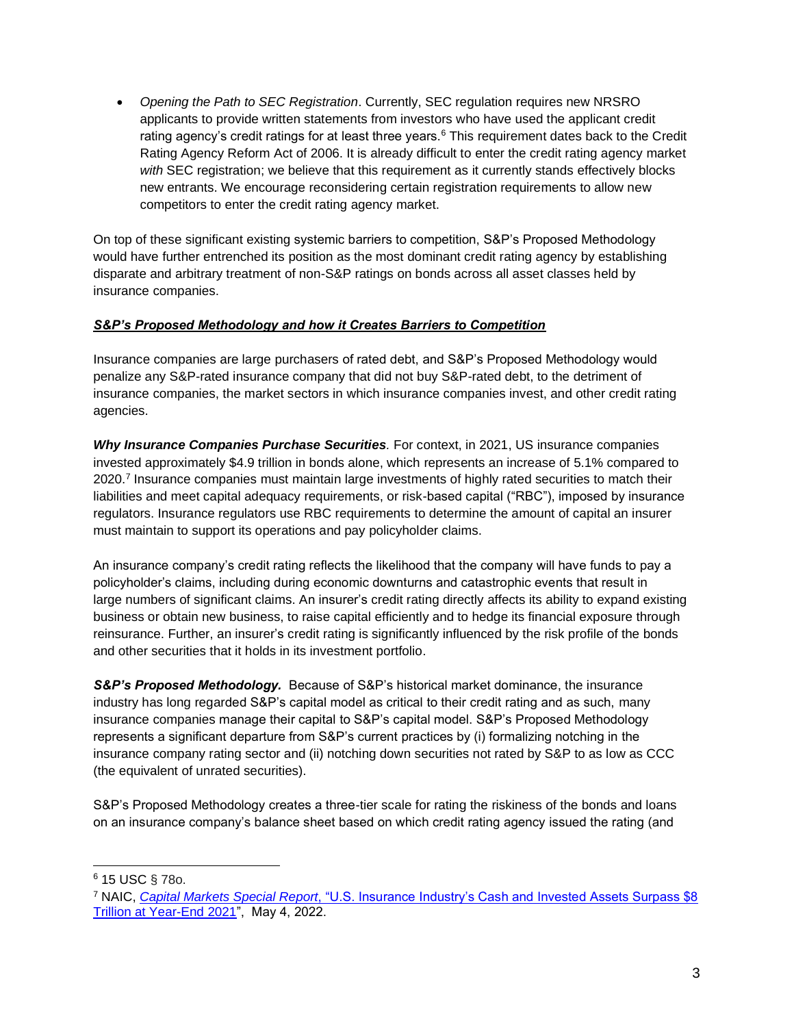- *Opening the Path to SEC Registration*. Currently, SEC regulation requires new NRSRO applicants to provide written statements from investors who have used the applicant credit rating agency's credit ratings for at least three years.[6] This requirement dates back to the Credit Rating Agency Reform Act of 2006. It is already difficult to enter the credit rating agency market *with* SEC registration; we believe that this requirement as it currently stands effectively blocks new entrants. We encourage reconsidering certain registration requirements to allow new competitors to enter the credit rating agency market.

On top of these significant existing systemic barriers to competition, S&P's Proposed Methodology would have further entrenched its position as the most dominant credit rating agency by establishing disparate and arbitrary treatment of non-S&P ratings on bonds across all asset classes held by insurance companies.

***S&P's Proposed Methodology and how it Creates Barriers to Competition***

Insurance companies are large purchasers of rated debt, and S&P's Proposed Methodology would penalize any S&P-rated insurance company that did not buy S&P-rated debt, to the detriment of insurance companies, the market sectors in which insurance companies invest, and other credit rating agencies.

***Why Insurance Companies Purchase Securities***. For context, in 2021, US insurance companies invested approximately $4.9 trillion in bonds alone, which represents an increase of 5.1% compared to 2020.[7] Insurance companies must maintain large investments of highly rated securities to match their liabilities and meet capital adequacy requirements, or risk-based capital ("RBC"), imposed by insurance regulators. Insurance regulators use RBC requirements to determine the amount of capital an insurer must maintain to support its operations and pay policyholder claims.

An insurance company's credit rating reflects the likelihood that the company will have funds to pay a policyholder's claims, including during economic downturns and catastrophic events that result in large numbers of significant claims. An insurer's credit rating directly affects its ability to expand existing business or obtain new business, to raise capital efficiently and to hedge its financial exposure through reinsurance. Further, an insurer's credit rating is significantly influenced by the risk profile of the bonds and other securities that it holds in its investment portfolio.

***S&P's Proposed Methodology.*** Because of S&P's historical market dominance, the insurance industry has long regarded S&P's capital model as critical to their credit rating and as such, many insurance companies manage their capital to S&P's capital model. S&P's Proposed Methodology represents a significant departure from S&P's current practices by (i) formalizing notching in the insurance company rating sector and (ii) notching down securities not rated by S&P to as low as CCC (the equivalent of unrated securities).

S&P's Proposed Methodology creates a three-tier scale for rating the riskiness of the bonds and loans on an insurance company's balance sheet based on which credit rating agency issued the rating (and

---

[6] 15 USC § 78o.

[7] NAIC, *Capital Markets Special Report*, "U.S. Insurance Industry's Cash and Invested Assets Surpass $8 Trillion at Year-End 2021", May 4, 2022.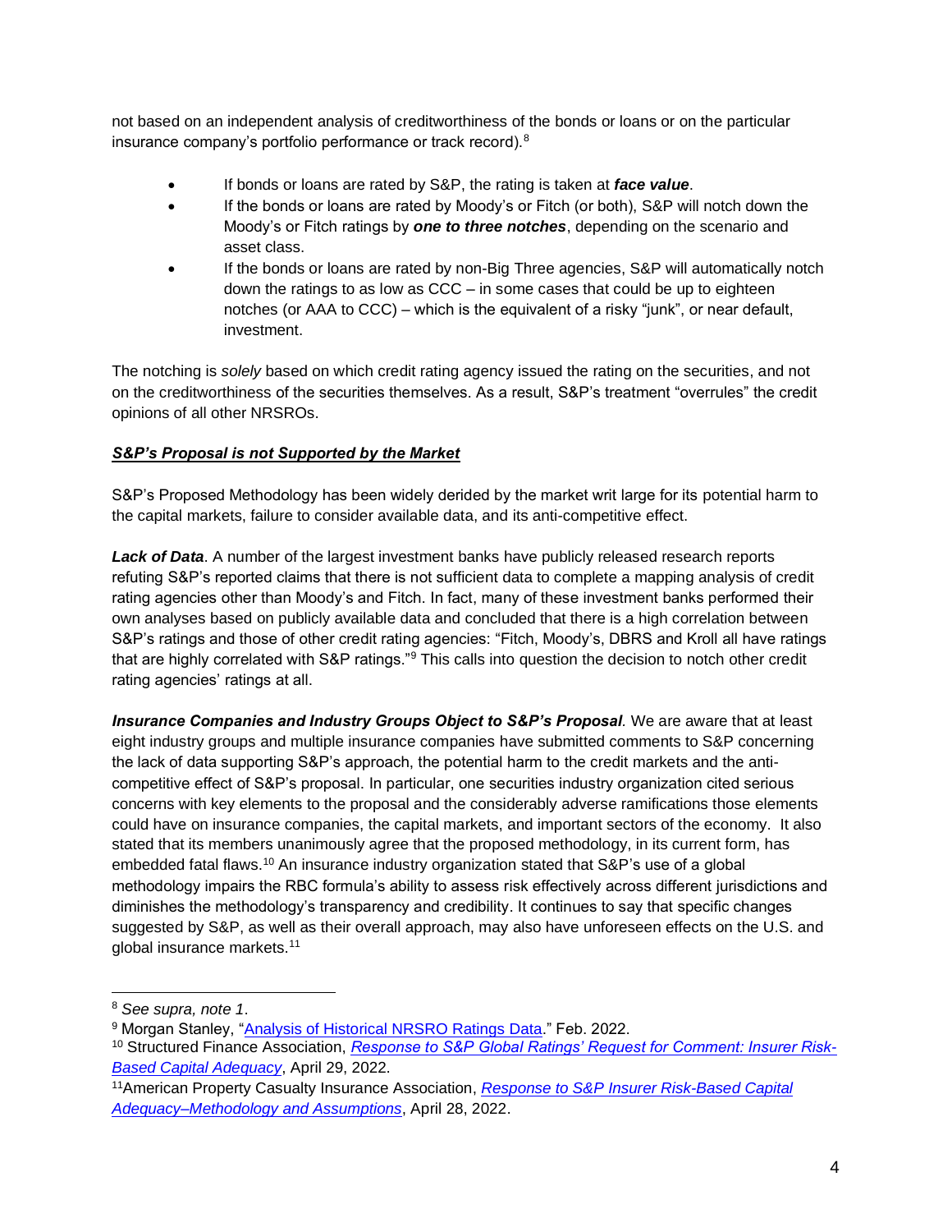not based on an independent analysis of creditworthiness of the bonds or loans or on the particular insurance company's portfolio performance or track record).[8]

- If bonds or loans are rated by S&P, the rating is taken at ***face value***.
- If the bonds or loans are rated by Moody's or Fitch (or both), S&P will notch down the Moody's or Fitch ratings by ***one to three notches***, depending on the scenario and asset class.
- If the bonds or loans are rated by non-Big Three agencies, S&P will automatically notch down the ratings to as low as CCC – in some cases that could be up to eighteen notches (or AAA to CCC) – which is the equivalent of a risky "junk", or near default, investment.

The notching is *solely* based on which credit rating agency issued the rating on the securities, and not on the creditworthiness of the securities themselves. As a result, S&P's treatment "overrules" the credit opinions of all other NRSROs.

***<u>S&P's Proposal is not Supported by the Market</u>***

S&P's Proposed Methodology has been widely derided by the market writ large for its potential harm to the capital markets, failure to consider available data, and its anti-competitive effect.

***Lack of Data***. A number of the largest investment banks have publicly released research reports refuting S&P's reported claims that there is not sufficient data to complete a mapping analysis of credit rating agencies other than Moody's and Fitch. In fact, many of these investment banks performed their own analyses based on publicly available data and concluded that there is a high correlation between S&P's ratings and those of other credit rating agencies: "Fitch, Moody's, DBRS and Kroll all have ratings that are highly correlated with S&P ratings."[9] This calls into question the decision to notch other credit rating agencies' ratings at all.

***Insurance Companies and Industry Groups Object to S&P's Proposal***. We are aware that at least eight industry groups and multiple insurance companies have submitted comments to S&P concerning the lack of data supporting S&P's approach, the potential harm to the credit markets and the anti-competitive effect of S&P's proposal. In particular, one securities industry organization cited serious concerns with key elements to the proposal and the considerably adverse ramifications those elements could have on insurance companies, the capital markets, and important sectors of the economy. It also stated that its members unanimously agree that the proposed methodology, in its current form, has embedded fatal flaws.[10] An insurance industry organization stated that S&P's use of a global methodology impairs the RBC formula's ability to assess risk effectively across different jurisdictions and diminishes the methodology's transparency and credibility. It continues to say that specific changes suggested by S&P, as well as their overall approach, may also have unforeseen effects on the U.S. and global insurance markets.[11]

---

[8] *See supra, note 1*.

[9] Morgan Stanley, "Analysis of Historical NRSRO Ratings Data." Feb. 2022.

[10] Structured Finance Association, *Response to S&P Global Ratings' Request for Comment: Insurer Risk-Based Capital Adequacy*, April 29, 2022.

[11] American Property Casualty Insurance Association, *Response to S&P Insurer Risk-Based Capital Adequacy–Methodology and Assumptions*, April 28, 2022.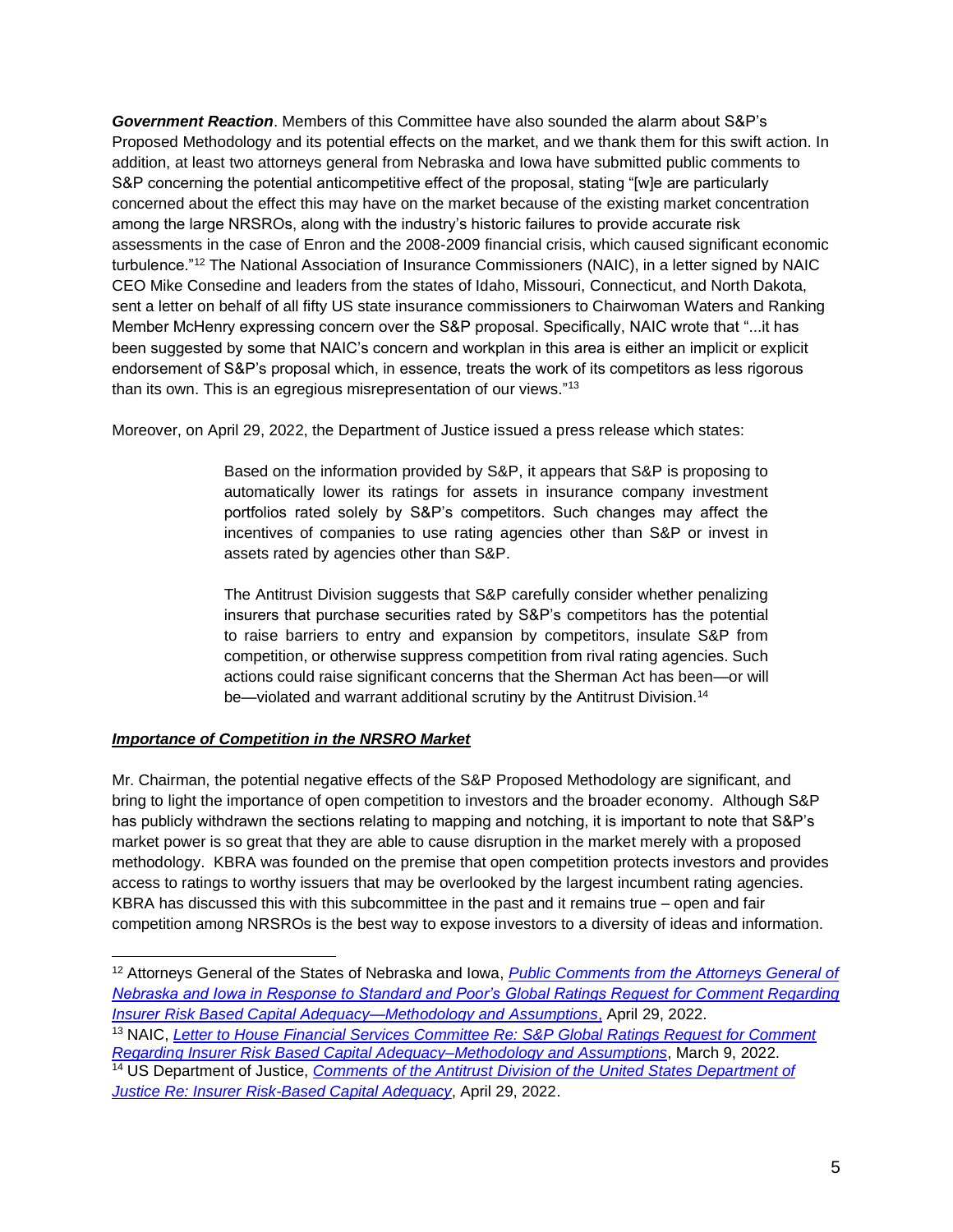***Government Reaction***. Members of this Committee have also sounded the alarm about S&P's Proposed Methodology and its potential effects on the market, and we thank them for this swift action. In addition, at least two attorneys general from Nebraska and Iowa have submitted public comments to S&P concerning the potential anticompetitive effect of the proposal, stating "[w]e are particularly concerned about the effect this may have on the market because of the existing market concentration among the large NRSROs, along with the industry's historic failures to provide accurate risk assessments in the case of Enron and the 2008-2009 financial crisis, which caused significant economic turbulence."[12] The National Association of Insurance Commissioners (NAIC), in a letter signed by NAIC CEO Mike Consedine and leaders from the states of Idaho, Missouri, Connecticut, and North Dakota, sent a letter on behalf of all fifty US state insurance commissioners to Chairwoman Waters and Ranking Member McHenry expressing concern over the S&P proposal. Specifically, NAIC wrote that "...it has been suggested by some that NAIC's concern and workplan in this area is either an implicit or explicit endorsement of S&P's proposal which, in essence, treats the work of its competitors as less rigorous than its own. This is an egregious misrepresentation of our views."[13]

Moreover, on April 29, 2022, the Department of Justice issued a press release which states:

> Based on the information provided by S&P, it appears that S&P is proposing to automatically lower its ratings for assets in insurance company investment portfolios rated solely by S&P's competitors. Such changes may affect the incentives of companies to use rating agencies other than S&P or invest in assets rated by agencies other than S&P.
>
> The Antitrust Division suggests that S&P carefully consider whether penalizing insurers that purchase securities rated by S&P's competitors has the potential to raise barriers to entry and expansion by competitors, insulate S&P from competition, or otherwise suppress competition from rival rating agencies. Such actions could raise significant concerns that the Sherman Act has been—or will be—violated and warrant additional scrutiny by the Antitrust Division.[14]

***Importance of Competition in the NRSRO Market***

Mr. Chairman, the potential negative effects of the S&P Proposed Methodology are significant, and bring to light the importance of open competition to investors and the broader economy. Although S&P has publicly withdrawn the sections relating to mapping and notching, it is important to note that S&P's market power is so great that they are able to cause disruption in the market merely with a proposed methodology. KBRA was founded on the premise that open competition protects investors and provides access to ratings to worthy issuers that may be overlooked by the largest incumbent rating agencies. KBRA has discussed this with this subcommittee in the past and it remains true – open and fair competition among NRSROs is the best way to expose investors to a diversity of ideas and information.

---

[12] Attorneys General of the States of Nebraska and Iowa, *Public Comments from the Attorneys General of Nebraska and Iowa in Response to Standard and Poor's Global Ratings Request for Comment Regarding Insurer Risk Based Capital Adequacy—Methodology and Assumptions*, April 29, 2022.

[13] NAIC, *Letter to House Financial Services Committee Re: S&P Global Ratings Request for Comment Regarding Insurer Risk Based Capital Adequacy–Methodology and Assumptions*, March 9, 2022.

[14] US Department of Justice, *Comments of the Antitrust Division of the United States Department of Justice Re: Insurer Risk-Based Capital Adequacy*, April 29, 2022.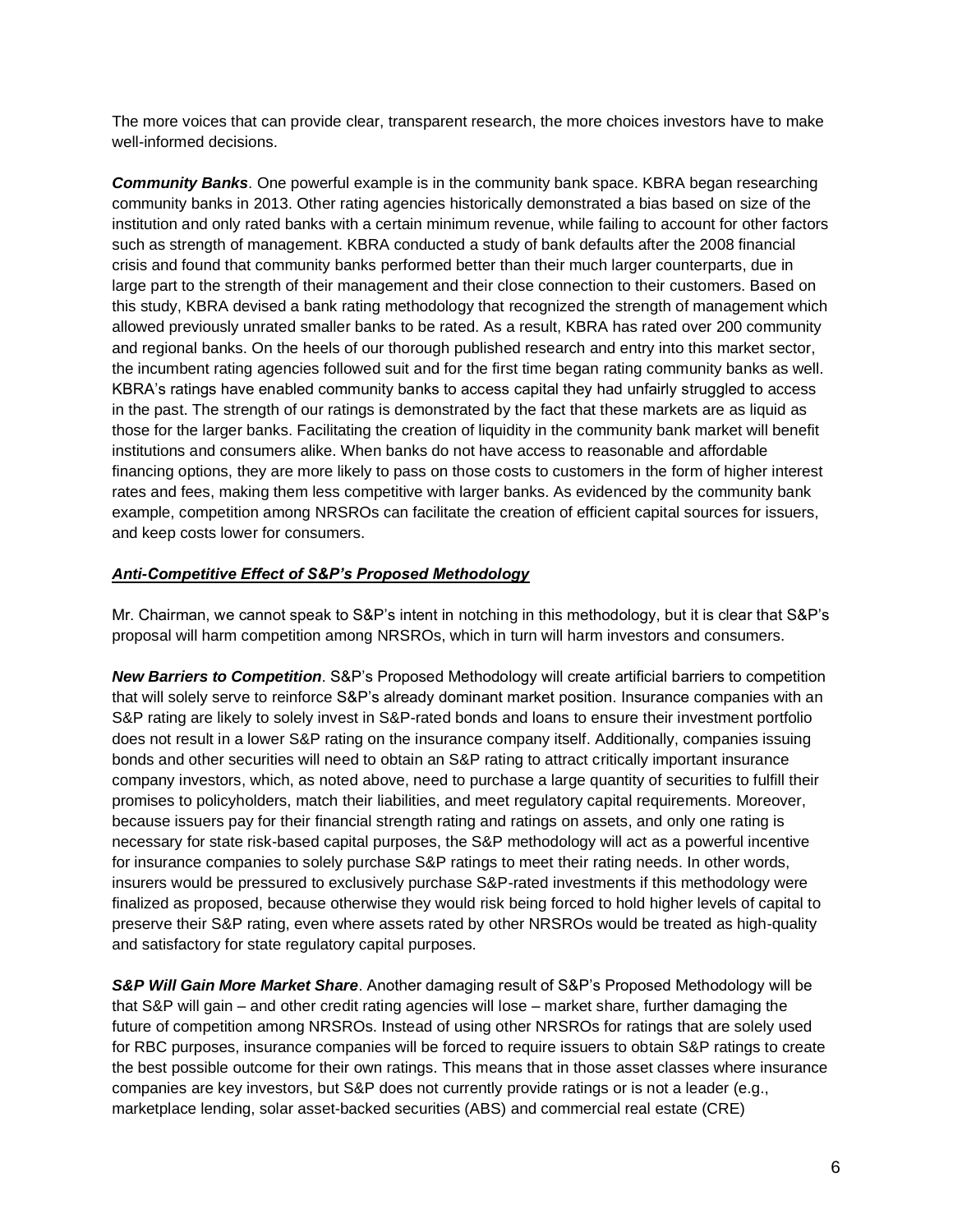The more voices that can provide clear, transparent research, the more choices investors have to make well-informed decisions.

***Community Banks***. One powerful example is in the community bank space. KBRA began researching community banks in 2013. Other rating agencies historically demonstrated a bias based on size of the institution and only rated banks with a certain minimum revenue, while failing to account for other factors such as strength of management. KBRA conducted a study of bank defaults after the 2008 financial crisis and found that community banks performed better than their much larger counterparts, due in large part to the strength of their management and their close connection to their customers. Based on this study, KBRA devised a bank rating methodology that recognized the strength of management which allowed previously unrated smaller banks to be rated. As a result, KBRA has rated over 200 community and regional banks. On the heels of our thorough published research and entry into this market sector, the incumbent rating agencies followed suit and for the first time began rating community banks as well. KBRA's ratings have enabled community banks to access capital they had unfairly struggled to access in the past. The strength of our ratings is demonstrated by the fact that these markets are as liquid as those for the larger banks. Facilitating the creation of liquidity in the community bank market will benefit institutions and consumers alike. When banks do not have access to reasonable and affordable financing options, they are more likely to pass on those costs to customers in the form of higher interest rates and fees, making them less competitive with larger banks. As evidenced by the community bank example, competition among NRSROs can facilitate the creation of efficient capital sources for issuers, and keep costs lower for consumers.

***<u>Anti-Competitive Effect of S&P's Proposed Methodology</u>***

Mr. Chairman, we cannot speak to S&P's intent in notching in this methodology, but it is clear that S&P's proposal will harm competition among NRSROs, which in turn will harm investors and consumers.

***New Barriers to Competition***. S&P's Proposed Methodology will create artificial barriers to competition that will solely serve to reinforce S&P's already dominant market position. Insurance companies with an S&P rating are likely to solely invest in S&P-rated bonds and loans to ensure their investment portfolio does not result in a lower S&P rating on the insurance company itself. Additionally, companies issuing bonds and other securities will need to obtain an S&P rating to attract critically important insurance company investors, which, as noted above, need to purchase a large quantity of securities to fulfill their promises to policyholders, match their liabilities, and meet regulatory capital requirements. Moreover, because issuers pay for their financial strength rating and ratings on assets, and only one rating is necessary for state risk-based capital purposes, the S&P methodology will act as a powerful incentive for insurance companies to solely purchase S&P ratings to meet their rating needs. In other words, insurers would be pressured to exclusively purchase S&P-rated investments if this methodology were finalized as proposed, because otherwise they would risk being forced to hold higher levels of capital to preserve their S&P rating, even where assets rated by other NRSROs would be treated as high-quality and satisfactory for state regulatory capital purposes.

***S&P Will Gain More Market Share***. Another damaging result of S&P's Proposed Methodology will be that S&P will gain – and other credit rating agencies will lose – market share, further damaging the future of competition among NRSROs. Instead of using other NRSROs for ratings that are solely used for RBC purposes, insurance companies will be forced to require issuers to obtain S&P ratings to create the best possible outcome for their own ratings. This means that in those asset classes where insurance companies are key investors, but S&P does not currently provide ratings or is not a leader (e.g., marketplace lending, solar asset-backed securities (ABS) and commercial real estate (CRE)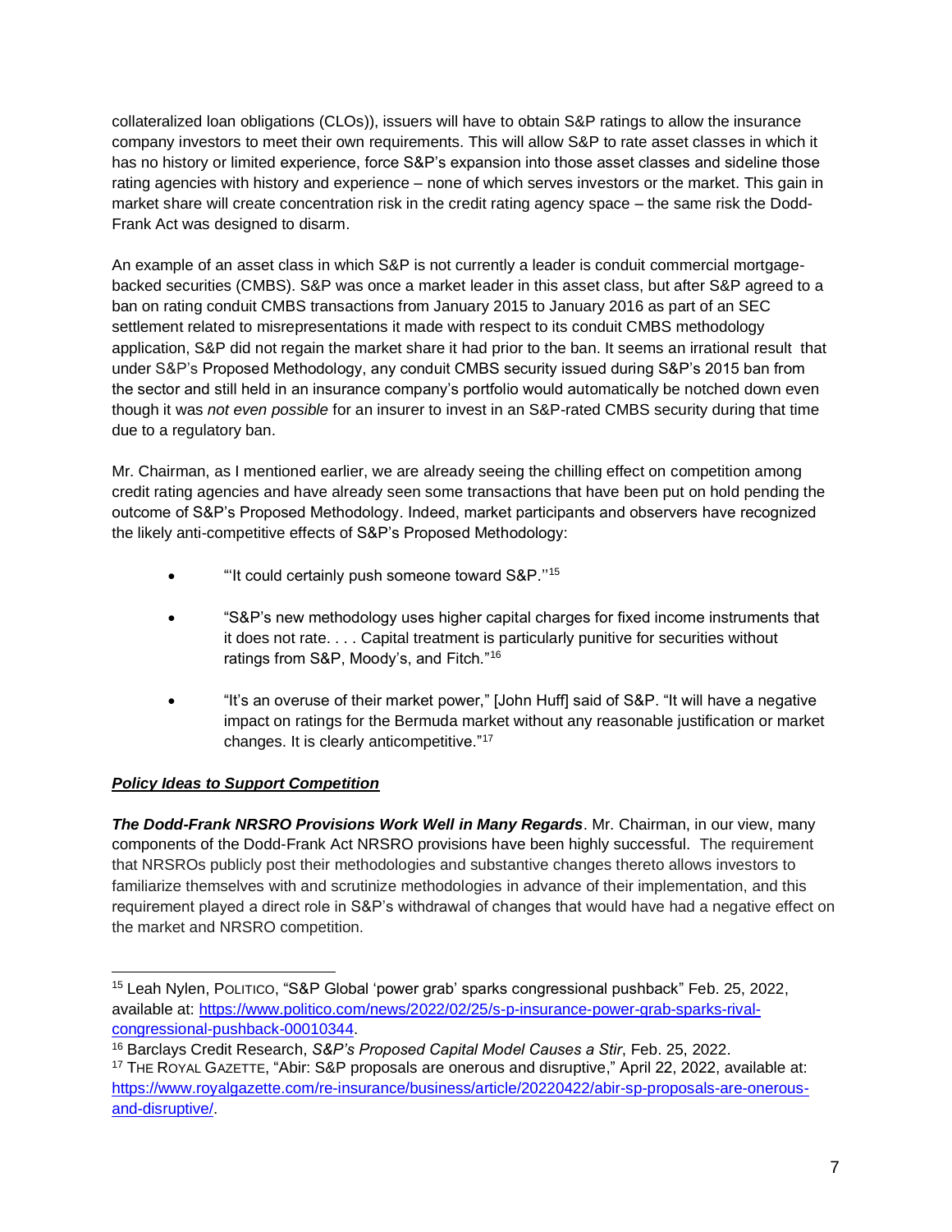collateralized loan obligations (CLOs)), issuers will have to obtain S&P ratings to allow the insurance company investors to meet their own requirements. This will allow S&P to rate asset classes in which it has no history or limited experience, force S&P's expansion into those asset classes and sideline those rating agencies with history and experience – none of which serves investors or the market. This gain in market share will create concentration risk in the credit rating agency space – the same risk the Dodd-Frank Act was designed to disarm.

An example of an asset class in which S&P is not currently a leader is conduit commercial mortgage-backed securities (CMBS). S&P was once a market leader in this asset class, but after S&P agreed to a ban on rating conduit CMBS transactions from January 2015 to January 2016 as part of an SEC settlement related to misrepresentations it made with respect to its conduit CMBS methodology application, S&P did not regain the market share it had prior to the ban. It seems an irrational result that under S&P's Proposed Methodology, any conduit CMBS security issued during S&P's 2015 ban from the sector and still held in an insurance company's portfolio would automatically be notched down even though it was *not even possible* for an insurer to invest in an S&P-rated CMBS security during that time due to a regulatory ban.

Mr. Chairman, as I mentioned earlier, we are already seeing the chilling effect on competition among credit rating agencies and have already seen some transactions that have been put on hold pending the outcome of S&P's Proposed Methodology. Indeed, market participants and observers have recognized the likely anti-competitive effects of S&P's Proposed Methodology:

- "'It could certainly push someone toward S&P.''[15]
- "S&P's new methodology uses higher capital charges for fixed income instruments that it does not rate. . . . Capital treatment is particularly punitive for securities without ratings from S&P, Moody's, and Fitch."[16]
- "It's an overuse of their market power," [John Huff] said of S&P. "It will have a negative impact on ratings for the Bermuda market without any reasonable justification or market changes. It is clearly anticompetitive."[17]

***Policy Ideas to Support Competition***

***The Dodd-Frank NRSRO Provisions Work Well in Many Regards***. Mr. Chairman, in our view, many components of the Dodd-Frank Act NRSRO provisions have been highly successful. The requirement that NRSROs publicly post their methodologies and substantive changes thereto allows investors to familiarize themselves with and scrutinize methodologies in advance of their implementation, and this requirement played a direct role in S&P's withdrawal of changes that would have had a negative effect on the market and NRSRO competition.

---

[15] Leah Nylen, POLITICO, "S&P Global 'power grab' sparks congressional pushback" Feb. 25, 2022, available at: https://www.politico.com/news/2022/02/25/s-p-insurance-power-grab-sparks-rival-congressional-pushback-00010344.

[16] Barclays Credit Research, *S&P's Proposed Capital Model Causes a Stir*, Feb. 25, 2022.

[17] THE ROYAL GAZETTE, "Abir: S&P proposals are onerous and disruptive," April 22, 2022, available at: https://www.royalgazette.com/re-insurance/business/article/20220422/abir-sp-proposals-are-onerous-and-disruptive/.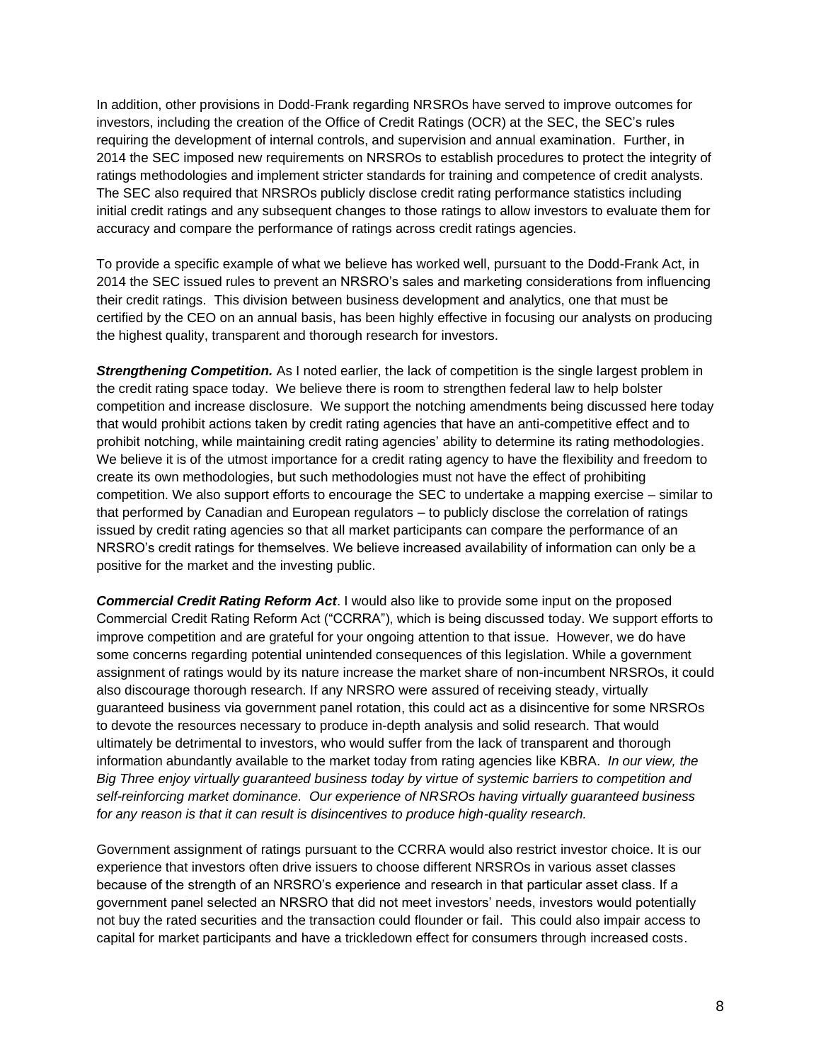In addition, other provisions in Dodd-Frank regarding NRSROs have served to improve outcomes for investors, including the creation of the Office of Credit Ratings (OCR) at the SEC, the SEC's rules requiring the development of internal controls, and supervision and annual examination. Further, in 2014 the SEC imposed new requirements on NRSROs to establish procedures to protect the integrity of ratings methodologies and implement stricter standards for training and competence of credit analysts. The SEC also required that NRSROs publicly disclose credit rating performance statistics including initial credit ratings and any subsequent changes to those ratings to allow investors to evaluate them for accuracy and compare the performance of ratings across credit ratings agencies.

To provide a specific example of what we believe has worked well, pursuant to the Dodd-Frank Act, in 2014 the SEC issued rules to prevent an NRSRO's sales and marketing considerations from influencing their credit ratings. This division between business development and analytics, one that must be certified by the CEO on an annual basis, has been highly effective in focusing our analysts on producing the highest quality, transparent and thorough research for investors.

***Strengthening Competition.*** As I noted earlier, the lack of competition is the single largest problem in the credit rating space today. We believe there is room to strengthen federal law to help bolster competition and increase disclosure. We support the notching amendments being discussed here today that would prohibit actions taken by credit rating agencies that have an anti-competitive effect and to prohibit notching, while maintaining credit rating agencies' ability to determine its rating methodologies. We believe it is of the utmost importance for a credit rating agency to have the flexibility and freedom to create its own methodologies, but such methodologies must not have the effect of prohibiting competition. We also support efforts to encourage the SEC to undertake a mapping exercise – similar to that performed by Canadian and European regulators – to publicly disclose the correlation of ratings issued by credit rating agencies so that all market participants can compare the performance of an NRSRO's credit ratings for themselves. We believe increased availability of information can only be a positive for the market and the investing public.

***Commercial Credit Rating Reform Act***. I would also like to provide some input on the proposed Commercial Credit Rating Reform Act ("CCRRA"), which is being discussed today. We support efforts to improve competition and are grateful for your ongoing attention to that issue. However, we do have some concerns regarding potential unintended consequences of this legislation. While a government assignment of ratings would by its nature increase the market share of non-incumbent NRSROs, it could also discourage thorough research. If any NRSRO were assured of receiving steady, virtually guaranteed business via government panel rotation, this could act as a disincentive for some NRSROs to devote the resources necessary to produce in-depth analysis and solid research. That would ultimately be detrimental to investors, who would suffer from the lack of transparent and thorough information abundantly available to the market today from rating agencies like KBRA. *In our view, the Big Three enjoy virtually guaranteed business today by virtue of systemic barriers to competition and self-reinforcing market dominance. Our experience of NRSROs having virtually guaranteed business for any reason is that it can result is disincentives to produce high-quality research.*

Government assignment of ratings pursuant to the CCRRA would also restrict investor choice. It is our experience that investors often drive issuers to choose different NRSROs in various asset classes because of the strength of an NRSRO's experience and research in that particular asset class. If a government panel selected an NRSRO that did not meet investors' needs, investors would potentially not buy the rated securities and the transaction could flounder or fail. This could also impair access to capital for market participants and have a trickledown effect for consumers through increased costs.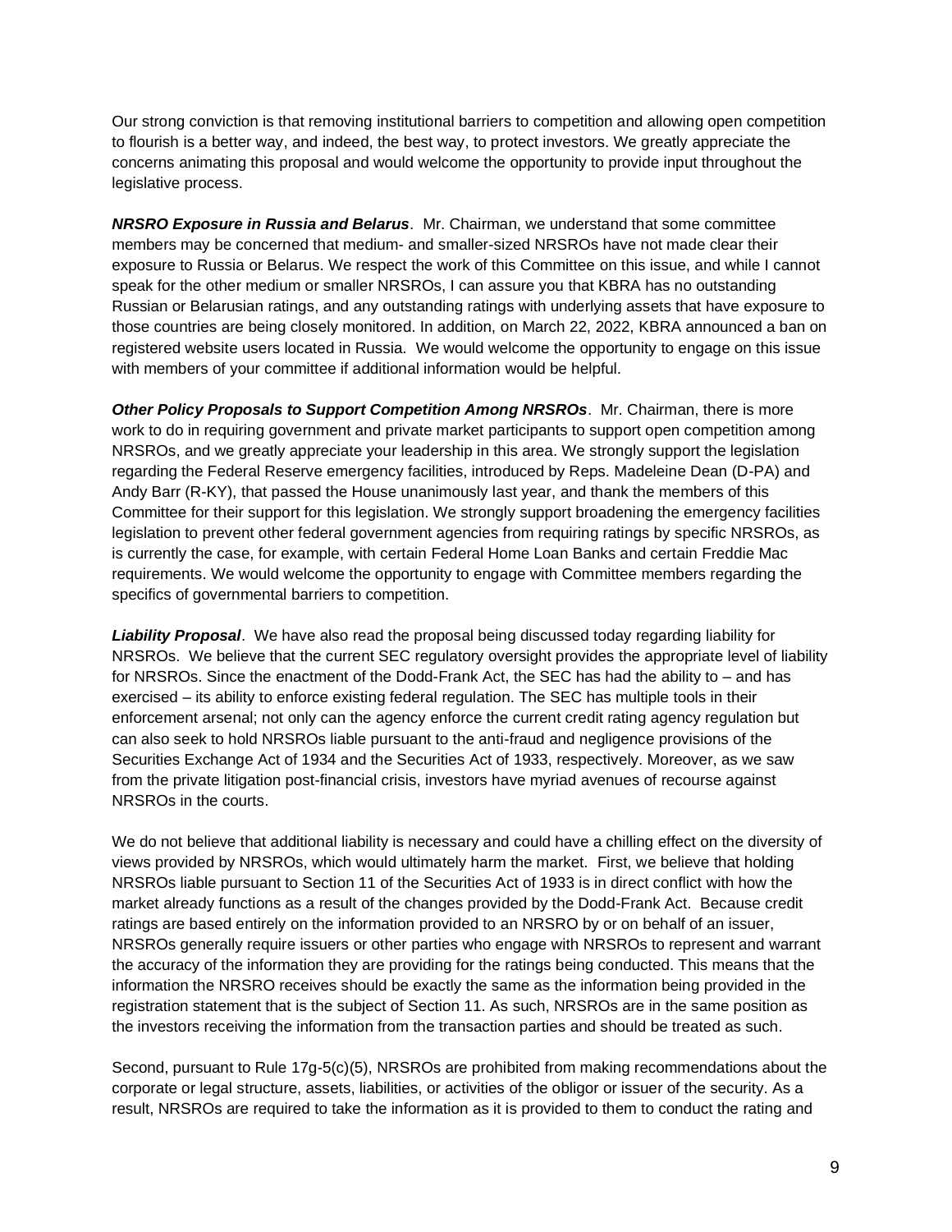Our strong conviction is that removing institutional barriers to competition and allowing open competition to flourish is a better way, and indeed, the best way, to protect investors. We greatly appreciate the concerns animating this proposal and would welcome the opportunity to provide input throughout the legislative process.

***NRSRO Exposure in Russia and Belarus***. Mr. Chairman, we understand that some committee members may be concerned that medium- and smaller-sized NRSROs have not made clear their exposure to Russia or Belarus. We respect the work of this Committee on this issue, and while I cannot speak for the other medium or smaller NRSROs, I can assure you that KBRA has no outstanding Russian or Belarusian ratings, and any outstanding ratings with underlying assets that have exposure to those countries are being closely monitored. In addition, on March 22, 2022, KBRA announced a ban on registered website users located in Russia. We would welcome the opportunity to engage on this issue with members of your committee if additional information would be helpful.

***Other Policy Proposals to Support Competition Among NRSROs***. Mr. Chairman, there is more work to do in requiring government and private market participants to support open competition among NRSROs, and we greatly appreciate your leadership in this area. We strongly support the legislation regarding the Federal Reserve emergency facilities, introduced by Reps. Madeleine Dean (D-PA) and Andy Barr (R-KY), that passed the House unanimously last year, and thank the members of this Committee for their support for this legislation. We strongly support broadening the emergency facilities legislation to prevent other federal government agencies from requiring ratings by specific NRSROs, as is currently the case, for example, with certain Federal Home Loan Banks and certain Freddie Mac requirements. We would welcome the opportunity to engage with Committee members regarding the specifics of governmental barriers to competition.

***Liability Proposal***. We have also read the proposal being discussed today regarding liability for NRSROs. We believe that the current SEC regulatory oversight provides the appropriate level of liability for NRSROs. Since the enactment of the Dodd-Frank Act, the SEC has had the ability to – and has exercised – its ability to enforce existing federal regulation. The SEC has multiple tools in their enforcement arsenal; not only can the agency enforce the current credit rating agency regulation but can also seek to hold NRSROs liable pursuant to the anti-fraud and negligence provisions of the Securities Exchange Act of 1934 and the Securities Act of 1933, respectively. Moreover, as we saw from the private litigation post-financial crisis, investors have myriad avenues of recourse against NRSROs in the courts.

We do not believe that additional liability is necessary and could have a chilling effect on the diversity of views provided by NRSROs, which would ultimately harm the market. First, we believe that holding NRSROs liable pursuant to Section 11 of the Securities Act of 1933 is in direct conflict with how the market already functions as a result of the changes provided by the Dodd-Frank Act. Because credit ratings are based entirely on the information provided to an NRSRO by or on behalf of an issuer, NRSROs generally require issuers or other parties who engage with NRSROs to represent and warrant the accuracy of the information they are providing for the ratings being conducted. This means that the information the NRSRO receives should be exactly the same as the information being provided in the registration statement that is the subject of Section 11. As such, NRSROs are in the same position as the investors receiving the information from the transaction parties and should be treated as such.

Second, pursuant to Rule 17g-5(c)(5), NRSROs are prohibited from making recommendations about the corporate or legal structure, assets, liabilities, or activities of the obligor or issuer of the security. As a result, NRSROs are required to take the information as it is provided to them to conduct the rating and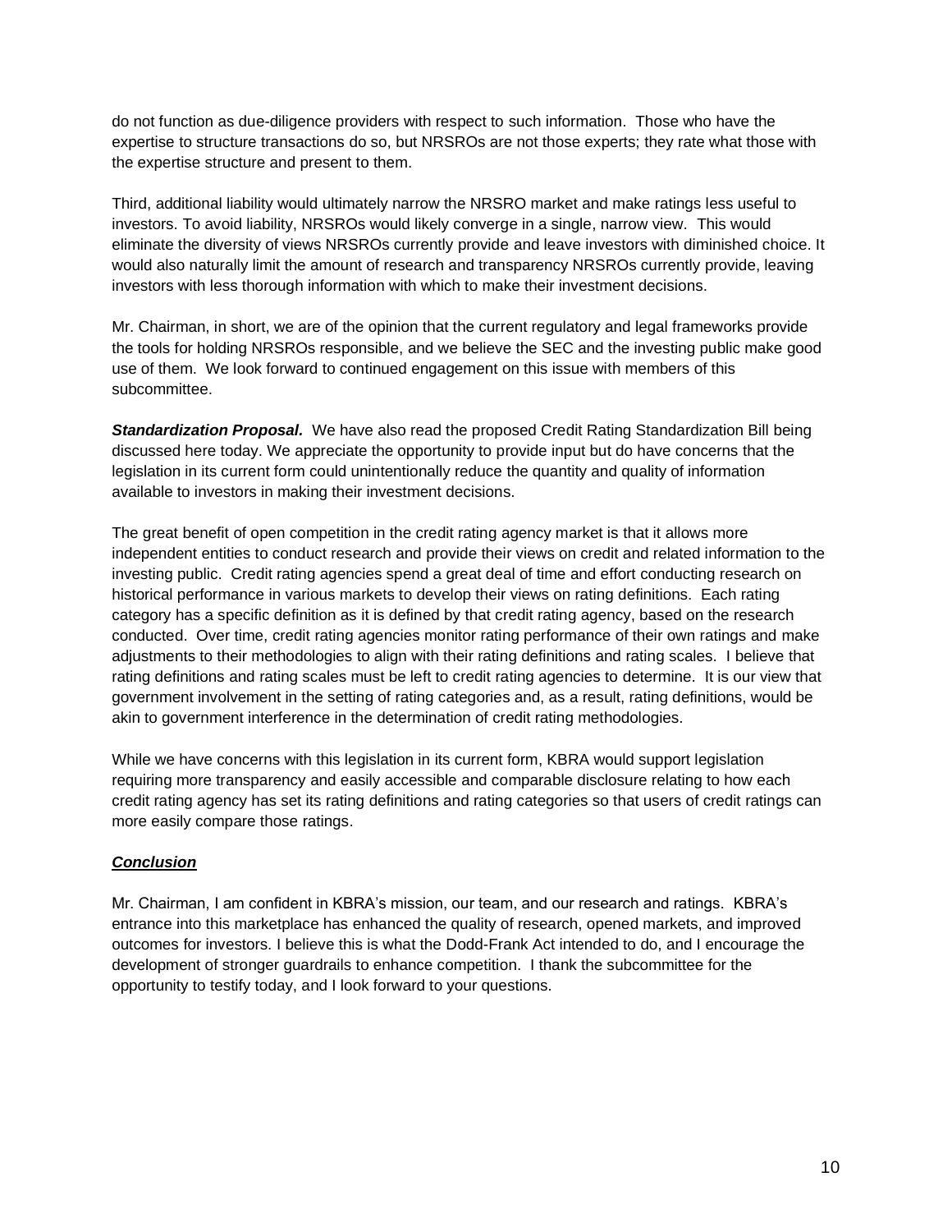do not function as due-diligence providers with respect to such information. Those who have the expertise to structure transactions do so, but NRSROs are not those experts; they rate what those with the expertise structure and present to them.

Third, additional liability would ultimately narrow the NRSRO market and make ratings less useful to investors. To avoid liability, NRSROs would likely converge in a single, narrow view. This would eliminate the diversity of views NRSROs currently provide and leave investors with diminished choice. It would also naturally limit the amount of research and transparency NRSROs currently provide, leaving investors with less thorough information with which to make their investment decisions.

Mr. Chairman, in short, we are of the opinion that the current regulatory and legal frameworks provide the tools for holding NRSROs responsible, and we believe the SEC and the investing public make good use of them. We look forward to continued engagement on this issue with members of this subcommittee.

***Standardization Proposal.*** We have also read the proposed Credit Rating Standardization Bill being discussed here today. We appreciate the opportunity to provide input but do have concerns that the legislation in its current form could unintentionally reduce the quantity and quality of information available to investors in making their investment decisions.

The great benefit of open competition in the credit rating agency market is that it allows more independent entities to conduct research and provide their views on credit and related information to the investing public. Credit rating agencies spend a great deal of time and effort conducting research on historical performance in various markets to develop their views on rating definitions. Each rating category has a specific definition as it is defined by that credit rating agency, based on the research conducted. Over time, credit rating agencies monitor rating performance of their own ratings and make adjustments to their methodologies to align with their rating definitions and rating scales. I believe that rating definitions and rating scales must be left to credit rating agencies to determine. It is our view that government involvement in the setting of rating categories and, as a result, rating definitions, would be akin to government interference in the determination of credit rating methodologies.

While we have concerns with this legislation in its current form, KBRA would support legislation requiring more transparency and easily accessible and comparable disclosure relating to how each credit rating agency has set its rating definitions and rating categories so that users of credit ratings can more easily compare those ratings.

## ***Conclusion***

Mr. Chairman, I am confident in KBRA's mission, our team, and our research and ratings. KBRA's entrance into this marketplace has enhanced the quality of research, opened markets, and improved outcomes for investors. I believe this is what the Dodd-Frank Act intended to do, and I encourage the development of stronger guardrails to enhance competition. I thank the subcommittee for the opportunity to testify today, and I look forward to your questions.